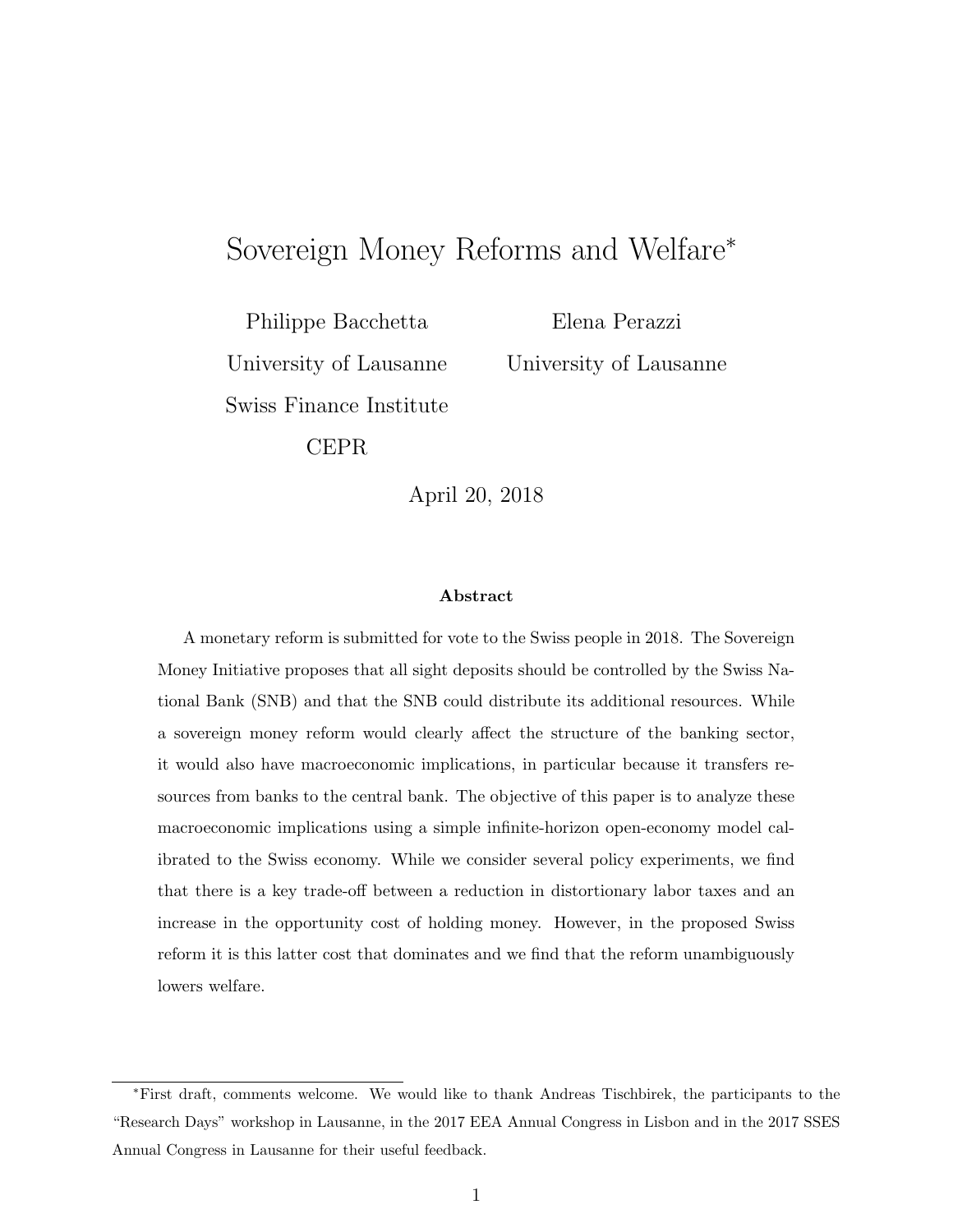# Sovereign Money Reforms and Welfare*

Philippe Bacchetta
University of Lausanne
Swiss Finance Institute
CEPR

Elena Perazzi
University of Lausanne

April 20, 2018

### Abstract

A monetary reform is submitted for vote to the Swiss people in 2018. The Sovereign Money Initiative proposes that all sight deposits should be controlled by the Swiss National Bank (SNB) and that the SNB could distribute its additional resources. While a sovereign money reform would clearly affect the structure of the banking sector, it would also have macroeconomic implications, in particular because it transfers resources from banks to the central bank. The objective of this paper is to analyze these macroeconomic implications using a simple infinite-horizon open-economy model calibrated to the Swiss economy. While we consider several policy experiments, we find that there is a key trade-off between a reduction in distortionary labor taxes and an increase in the opportunity cost of holding money. However, in the proposed Swiss reform it is this latter cost that dominates and we find that the reform unambiguously lowers welfare.

---

*First draft, comments welcome. We would like to thank Andreas Tischbirek, the participants to the "Research Days" workshop in Lausanne, in the 2017 EEA Annual Congress in Lisbon and in the 2017 SSES Annual Congress in Lausanne for their useful feedback.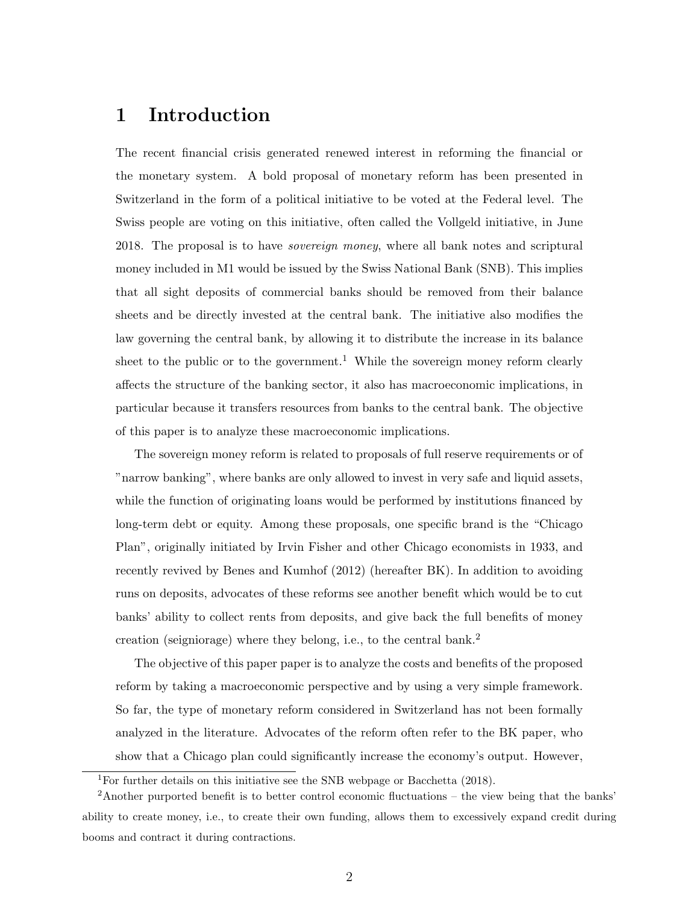# 1 Introduction

The recent financial crisis generated renewed interest in reforming the financial or the monetary system. A bold proposal of monetary reform has been presented in Switzerland in the form of a political initiative to be voted at the Federal level. The Swiss people are voting on this initiative, often called the Vollgeld initiative, in June 2018. The proposal is to have *sovereign money*, where all bank notes and scriptural money included in M1 would be issued by the Swiss National Bank (SNB). This implies that all sight deposits of commercial banks should be removed from their balance sheets and be directly invested at the central bank. The initiative also modifies the law governing the central bank, by allowing it to distribute the increase in its balance sheet to the public or to the government.[1] While the sovereign money reform clearly affects the structure of the banking sector, it also has macroeconomic implications, in particular because it transfers resources from banks to the central bank. The objective of this paper is to analyze these macroeconomic implications.

The sovereign money reform is related to proposals of full reserve requirements or of "narrow banking", where banks are only allowed to invest in very safe and liquid assets, while the function of originating loans would be performed by institutions financed by long-term debt or equity. Among these proposals, one specific brand is the "Chicago Plan", originally initiated by Irvin Fisher and other Chicago economists in 1933, and recently revived by Benes and Kumhof (2012) (hereafter BK). In addition to avoiding runs on deposits, advocates of these reforms see another benefit which would be to cut banks' ability to collect rents from deposits, and give back the full benefits of money creation (seigniorage) where they belong, i.e., to the central bank.[2]

The objective of this paper paper is to analyze the costs and benefits of the proposed reform by taking a macroeconomic perspective and by using a very simple framework. So far, the type of monetary reform considered in Switzerland has not been formally analyzed in the literature. Advocates of the reform often refer to the BK paper, who show that a Chicago plan could significantly increase the economy's output. However,

[1] For further details on this initiative see the SNB webpage or Bacchetta (2018).

[2] Another purported benefit is to better control economic fluctuations – the view being that the banks' ability to create money, i.e., to create their own funding, allows them to excessively expand credit during booms and contract it during contractions.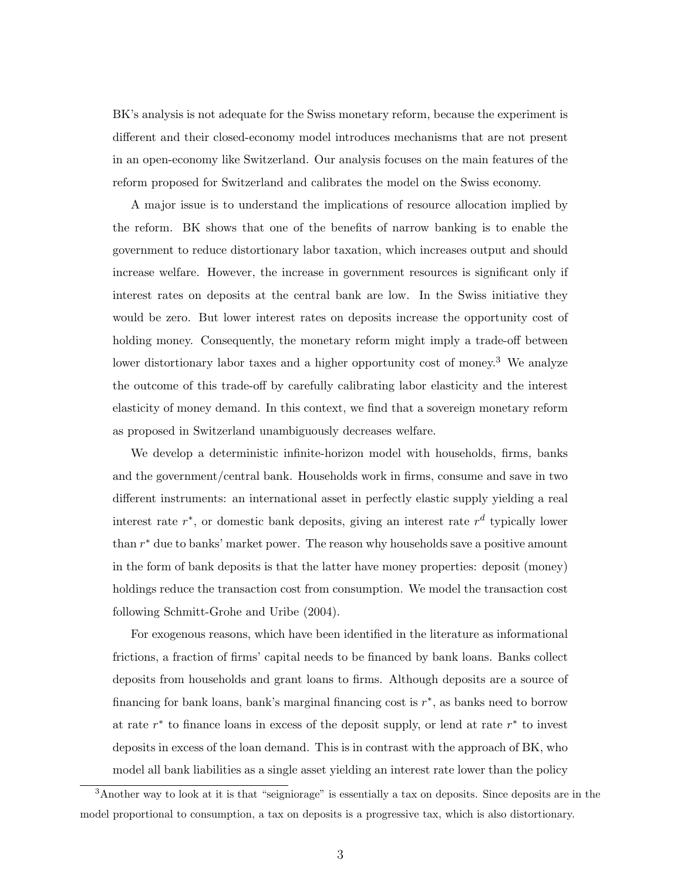BK's analysis is not adequate for the Swiss monetary reform, because the experiment is different and their closed-economy model introduces mechanisms that are not present in an open-economy like Switzerland. Our analysis focuses on the main features of the reform proposed for Switzerland and calibrates the model on the Swiss economy.

A major issue is to understand the implications of resource allocation implied by the reform. BK shows that one of the benefits of narrow banking is to enable the government to reduce distortionary labor taxation, which increases output and should increase welfare. However, the increase in government resources is significant only if interest rates on deposits at the central bank are low. In the Swiss initiative they would be zero. But lower interest rates on deposits increase the opportunity cost of holding money. Consequently, the monetary reform might imply a trade-off between lower distortionary labor taxes and a higher opportunity cost of money.[3] We analyze the outcome of this trade-off by carefully calibrating labor elasticity and the interest elasticity of money demand. In this context, we find that a sovereign monetary reform as proposed in Switzerland unambiguously decreases welfare.

We develop a deterministic infinite-horizon model with households, firms, banks and the government/central bank. Households work in firms, consume and save in two different instruments: an international asset in perfectly elastic supply yielding a real interest rate $r^*$, or domestic bank deposits, giving an interest rate $r^d$ typically lower than $r^*$ due to banks' market power. The reason why households save a positive amount in the form of bank deposits is that the latter have money properties: deposit (money) holdings reduce the transaction cost from consumption. We model the transaction cost following Schmitt-Grohe and Uribe (2004).

For exogenous reasons, which have been identified in the literature as informational frictions, a fraction of firms' capital needs to be financed by bank loans. Banks collect deposits from households and grant loans to firms. Although deposits are a source of financing for bank loans, bank's marginal financing cost is $r^*$, as banks need to borrow at rate $r^*$ to finance loans in excess of the deposit supply, or lend at rate $r^*$ to invest deposits in excess of the loan demand. This is in contrast with the approach of BK, who model all bank liabilities as a single asset yielding an interest rate lower than the policy

[3] Another way to look at it is that "seigniorage" is essentially a tax on deposits. Since deposits are in the model proportional to consumption, a tax on deposits is a progressive tax, which is also distortionary.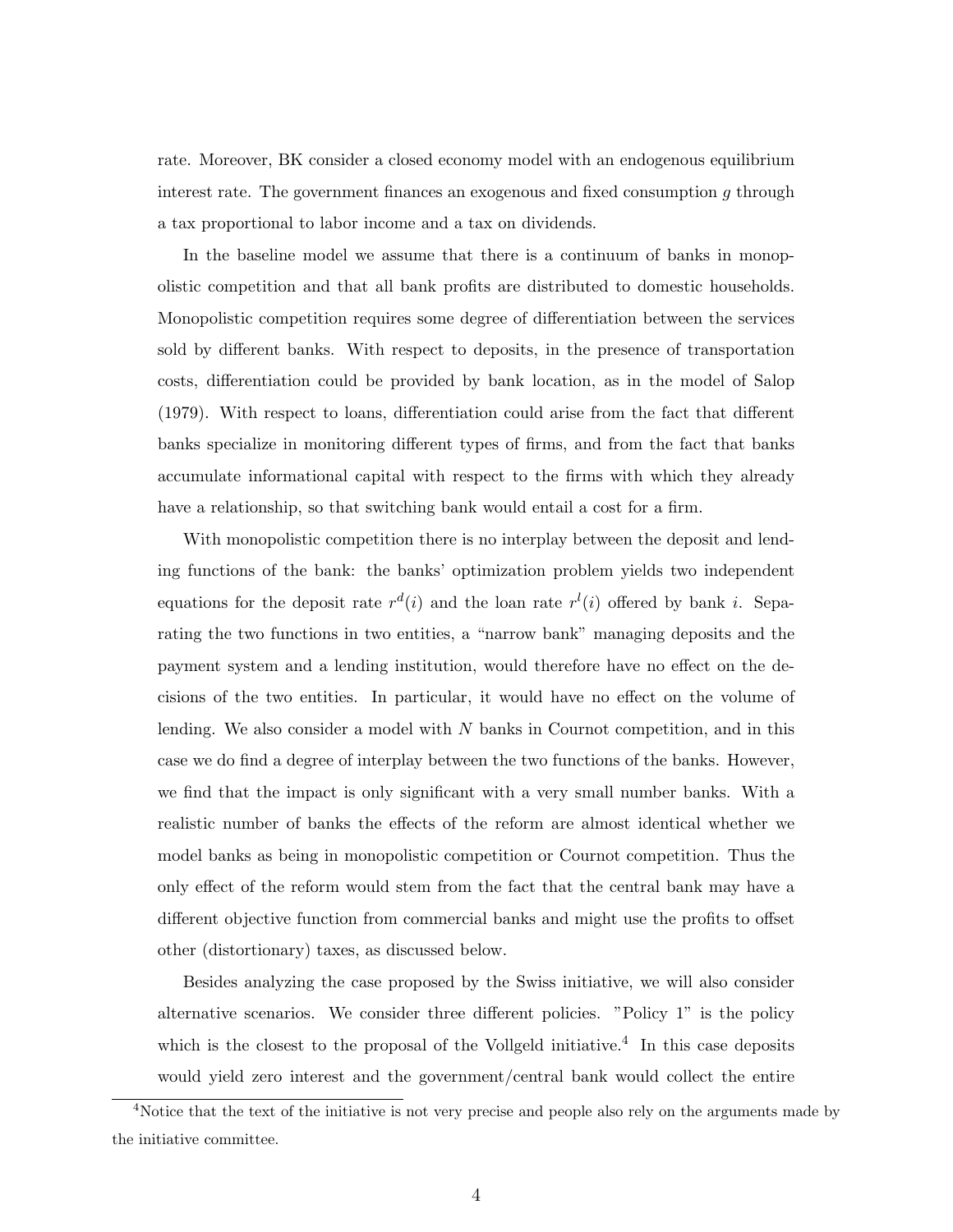rate. Moreover, BK consider a closed economy model with an endogenous equilibrium interest rate. The government finances an exogenous and fixed consumption $g$ through a tax proportional to labor income and a tax on dividends.

In the baseline model we assume that there is a continuum of banks in monopolistic competition and that all bank profits are distributed to domestic households. Monopolistic competition requires some degree of differentiation between the services sold by different banks. With respect to deposits, in the presence of transportation costs, differentiation could be provided by bank location, as in the model of Salop (1979). With respect to loans, differentiation could arise from the fact that different banks specialize in monitoring different types of firms, and from the fact that banks accumulate informational capital with respect to the firms with which they already have a relationship, so that switching bank would entail a cost for a firm.

With monopolistic competition there is no interplay between the deposit and lending functions of the bank: the banks' optimization problem yields two independent equations for the deposit rate $r^d(i)$ and the loan rate $r^l(i)$ offered by bank $i$. Separating the two functions in two entities, a "narrow bank" managing deposits and the payment system and a lending institution, would therefore have no effect on the decisions of the two entities. In particular, it would have no effect on the volume of lending. We also consider a model with $N$ banks in Cournot competition, and in this case we do find a degree of interplay between the two functions of the banks. However, we find that the impact is only significant with a very small number banks. With a realistic number of banks the effects of the reform are almost identical whether we model banks as being in monopolistic competition or Cournot competition. Thus the only effect of the reform would stem from the fact that the central bank may have a different objective function from commercial banks and might use the profits to offset other (distortionary) taxes, as discussed below.

Besides analyzing the case proposed by the Swiss initiative, we will also consider alternative scenarios. We consider three different policies. "Policy 1" is the policy which is the closest to the proposal of the Vollgeld initiative.[4] In this case deposits would yield zero interest and the government/central bank would collect the entire

[4] Notice that the text of the initiative is not very precise and people also rely on the arguments made by the initiative committee.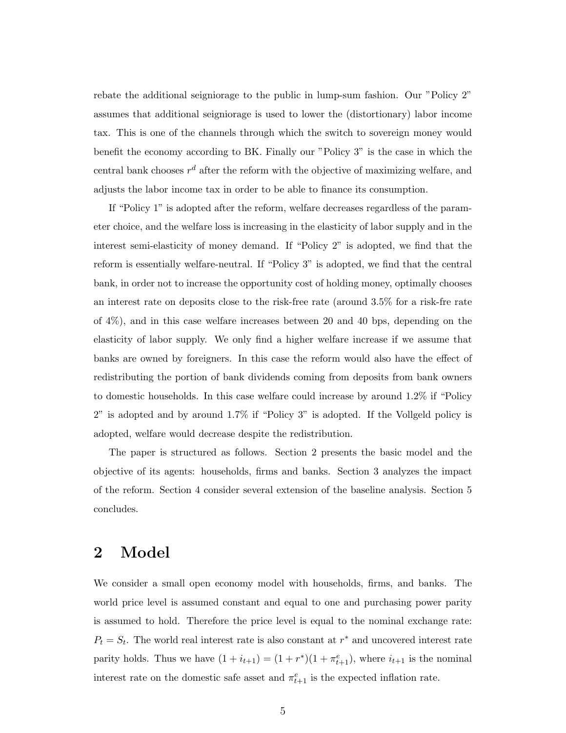rebate the additional seigniorage to the public in lump-sum fashion. Our "Policy 2" assumes that additional seigniorage is used to lower the (distortionary) labor income tax. This is one of the channels through which the switch to sovereign money would benefit the economy according to BK. Finally our "Policy 3" is the case in which the central bank chooses $r^d$ after the reform with the objective of maximizing welfare, and adjusts the labor income tax in order to be able to finance its consumption.

If "Policy 1" is adopted after the reform, welfare decreases regardless of the parameter choice, and the welfare loss is increasing in the elasticity of labor supply and in the interest semi-elasticity of money demand. If "Policy 2" is adopted, we find that the reform is essentially welfare-neutral. If "Policy 3" is adopted, we find that the central bank, in order not to increase the opportunity cost of holding money, optimally chooses an interest rate on deposits close to the risk-free rate (around 3.5% for a risk-fre rate of 4%), and in this case welfare increases between 20 and 40 bps, depending on the elasticity of labor supply. We only find a higher welfare increase if we assume that banks are owned by foreigners. In this case the reform would also have the effect of redistributing the portion of bank dividends coming from deposits from bank owners to domestic households. In this case welfare could increase by around 1.2% if "Policy 2" is adopted and by around 1.7% if "Policy 3" is adopted. If the Vollgeld policy is adopted, welfare would decrease despite the redistribution.

The paper is structured as follows. Section 2 presents the basic model and the objective of its agents: households, firms and banks. Section 3 analyzes the impact of the reform. Section 4 consider several extension of the baseline analysis. Section 5 concludes.

## 2 Model

We consider a small open economy model with households, firms, and banks. The world price level is assumed constant and equal to one and purchasing power parity is assumed to hold. Therefore the price level is equal to the nominal exchange rate: $P_t = S_t$. The world real interest rate is also constant at $r^*$ and uncovered interest rate parity holds. Thus we have $(1 + i_{t+1}) = (1 + r^*)(1 + \pi^e_{t+1})$, where $i_{t+1}$ is the nominal interest rate on the domestic safe asset and $\pi^e_{t+1}$ is the expected inflation rate.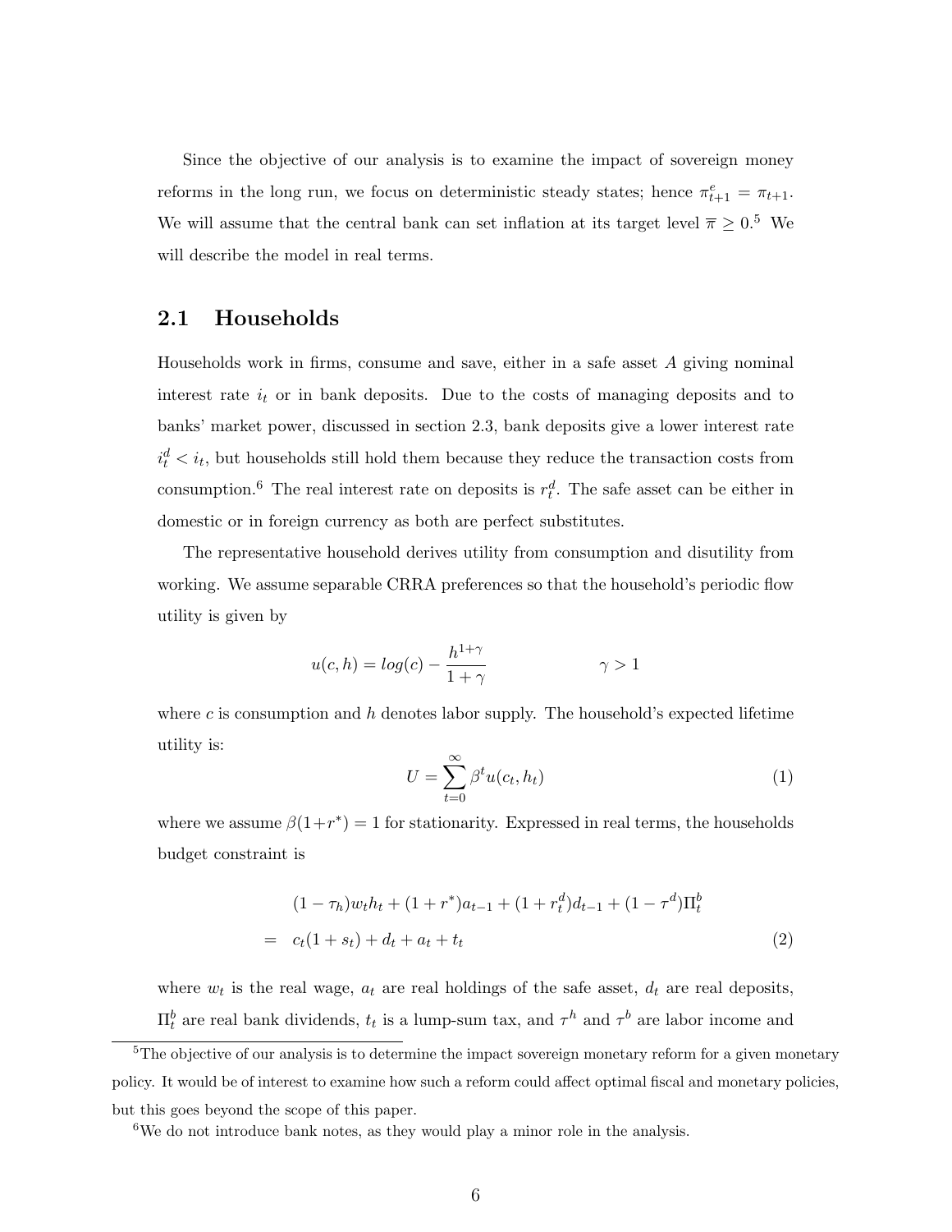Since the objective of our analysis is to examine the impact of sovereign money reforms in the long run, we focus on deterministic steady states; hence $\pi^e_{t+1} = \pi_{t+1}$. We will assume that the central bank can set inflation at its target level $\overline{\pi} \geq 0$.[5] We will describe the model in real terms.

## 2.1 Households

Households work in firms, consume and save, either in a safe asset $A$ giving nominal interest rate $i_t$ or in bank deposits. Due to the costs of managing deposits and to banks' market power, discussed in section 2.3, bank deposits give a lower interest rate $i^d_t < i_t$, but households still hold them because they reduce the transaction costs from consumption.[6] The real interest rate on deposits is $r^d_t$. The safe asset can be either in domestic or in foreign currency as both are perfect substitutes.

The representative household derives utility from consumption and disutility from working. We assume separable CRRA preferences so that the household's periodic flow utility is given by

$$u(c,h) = log(c) - \frac{h^{1+\gamma}}{1+\gamma} \qquad\qquad \gamma > 1$$

where $c$ is consumption and $h$ denotes labor supply. The household's expected lifetime utility is:

$$U = \sum_{t=0}^{\infty} \beta^t u(c_t, h_t) \tag{1}$$

where we assume $\beta(1+r^*) = 1$ for stationarity. Expressed in real terms, the households budget constraint is

$$\begin{aligned} & (1-\tau_h)w_t h_t + (1+r^*)a_{t-1} + (1+r^d_t)d_{t-1} + (1-\tau^d)\Pi^b_t \\ = \;\; & c_t(1+s_t) + d_t + a_t + t_t \end{aligned} \tag{2}$$

where $w_t$ is the real wage, $a_t$ are real holdings of the safe asset, $d_t$ are real deposits, $\Pi^b_t$ are real bank dividends, $t_t$ is a lump-sum tax, and $\tau^h$ and $\tau^b$ are labor income and

[5] The objective of our analysis is to determine the impact sovereign monetary reform for a given monetary policy. It would be of interest to examine how such a reform could affect optimal fiscal and monetary policies, but this goes beyond the scope of this paper.

[6] We do not introduce bank notes, as they would play a minor role in the analysis.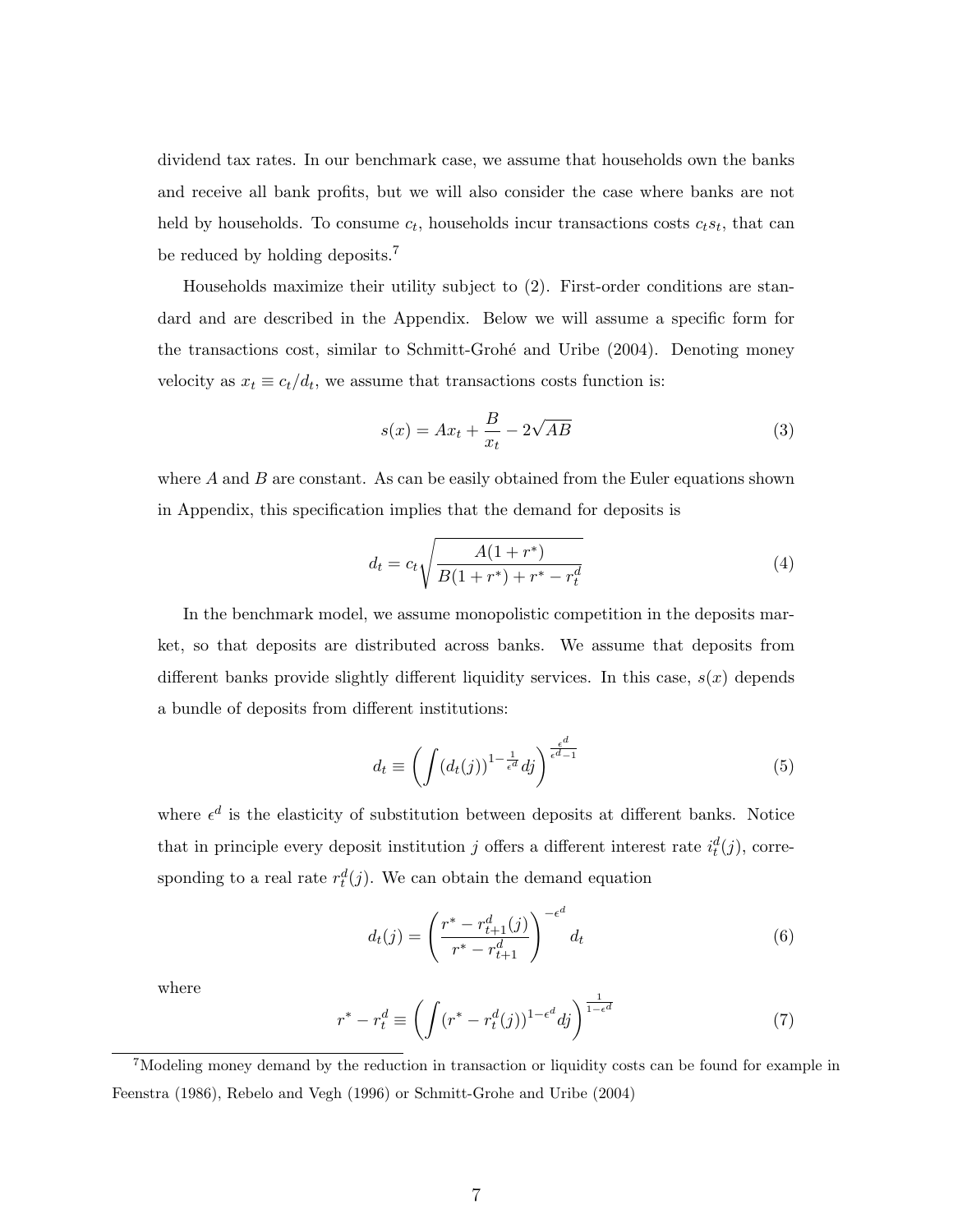dividend tax rates. In our benchmark case, we assume that households own the banks and receive all bank profits, but we will also consider the case where banks are not held by households. To consume $c_t$, households incur transactions costs $c_t s_t$, that can be reduced by holding deposits.[7]

Households maximize their utility subject to (2). First-order conditions are standard and are described in the Appendix. Below we will assume a specific form for the transactions cost, similar to Schmitt-Grohé and Uribe (2004). Denoting money velocity as $x_t \equiv c_t/d_t$, we assume that transactions costs function is:

$$s(x) = Ax_t + \frac{B}{x_t} - 2\sqrt{AB} \tag{3}$$

where $A$ and $B$ are constant. As can be easily obtained from the Euler equations shown in Appendix, this specification implies that the demand for deposits is

$$d_t = c_t \sqrt{\frac{A(1+r^*)}{B(1+r^*) + r^* - r_t^d}} \tag{4}$$

In the benchmark model, we assume monopolistic competition in the deposits market, so that deposits are distributed across banks. We assume that deposits from different banks provide slightly different liquidity services. In this case, $s(x)$ depends a bundle of deposits from different institutions:

$$d_t \equiv \left( \int (d_t(j))^{1-\frac{1}{\epsilon^d}} dj \right)^{\frac{\epsilon^d}{\epsilon^d - 1}} \tag{5}$$

where $\epsilon^d$ is the elasticity of substitution between deposits at different banks. Notice that in principle every deposit institution $j$ offers a different interest rate $i_t^d(j)$, corresponding to a real rate $r_t^d(j)$. We can obtain the demand equation

$$d_t(j) = \left( \frac{r^* - r_{t+1}^d(j)}{r^* - r_{t+1}^d} \right)^{-\epsilon^d} d_t \tag{6}$$

where

$$r^* - r_t^d \equiv \left( \int (r^* - r_t^d(j))^{1-\epsilon^d} dj \right)^{\frac{1}{1-\epsilon^d}} \tag{7}$$

[7] Modeling money demand by the reduction in transaction or liquidity costs can be found for example in Feenstra (1986), Rebelo and Vegh (1996) or Schmitt-Grohe and Uribe (2004)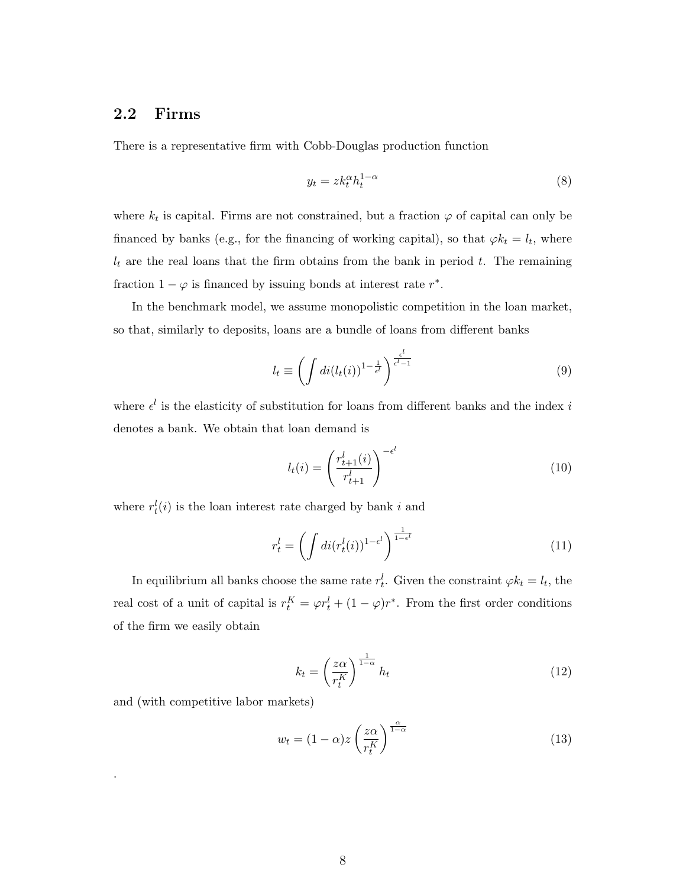## 2.2 Firms

There is a representative firm with Cobb-Douglas production function

$$y_t = z k_t^{\alpha} h_t^{1-\alpha} \tag{8}$$

where $k_t$ is capital. Firms are not constrained, but a fraction $\varphi$ of capital can only be financed by banks (e.g., for the financing of working capital), so that $\varphi k_t = l_t$, where $l_t$ are the real loans that the firm obtains from the bank in period $t$. The remaining fraction $1 - \varphi$ is financed by issuing bonds at interest rate $r^*$.

In the benchmark model, we assume monopolistic competition in the loan market, so that, similarly to deposits, loans are a bundle of loans from different banks

$$l_t \equiv \left( \int di (l_t(i))^{1-\frac{1}{\epsilon^l}} \right)^{\frac{\epsilon^l}{\epsilon^l - 1}} \tag{9}$$

where $\epsilon^l$ is the elasticity of substitution for loans from different banks and the index $i$ denotes a bank. We obtain that loan demand is

$$l_t(i) = \left( \frac{r_{t+1}^l(i)}{r_{t+1}^l} \right)^{-\epsilon^l} \tag{10}$$

where $r_t^l(i)$ is the loan interest rate charged by bank $i$ and

$$r_t^l = \left( \int di (r_t^l(i))^{1-\epsilon^l} \right)^{\frac{1}{1-\epsilon^l}} \tag{11}$$

In equilibrium all banks choose the same rate $r_t^l$. Given the constraint $\varphi k_t = l_t$, the real cost of a unit of capital is $r_t^K = \varphi r_t^l + (1 - \varphi) r^*$. From the first order conditions of the firm we easily obtain

$$k_t = \left( \frac{z\alpha}{r_t^K} \right)^{\frac{1}{1-\alpha}} h_t \tag{12}$$

and (with competitive labor markets)

$$w_t = (1-\alpha) z \left( \frac{z\alpha}{r_t^K} \right)^{\frac{\alpha}{1-\alpha}} \tag{13}$$

.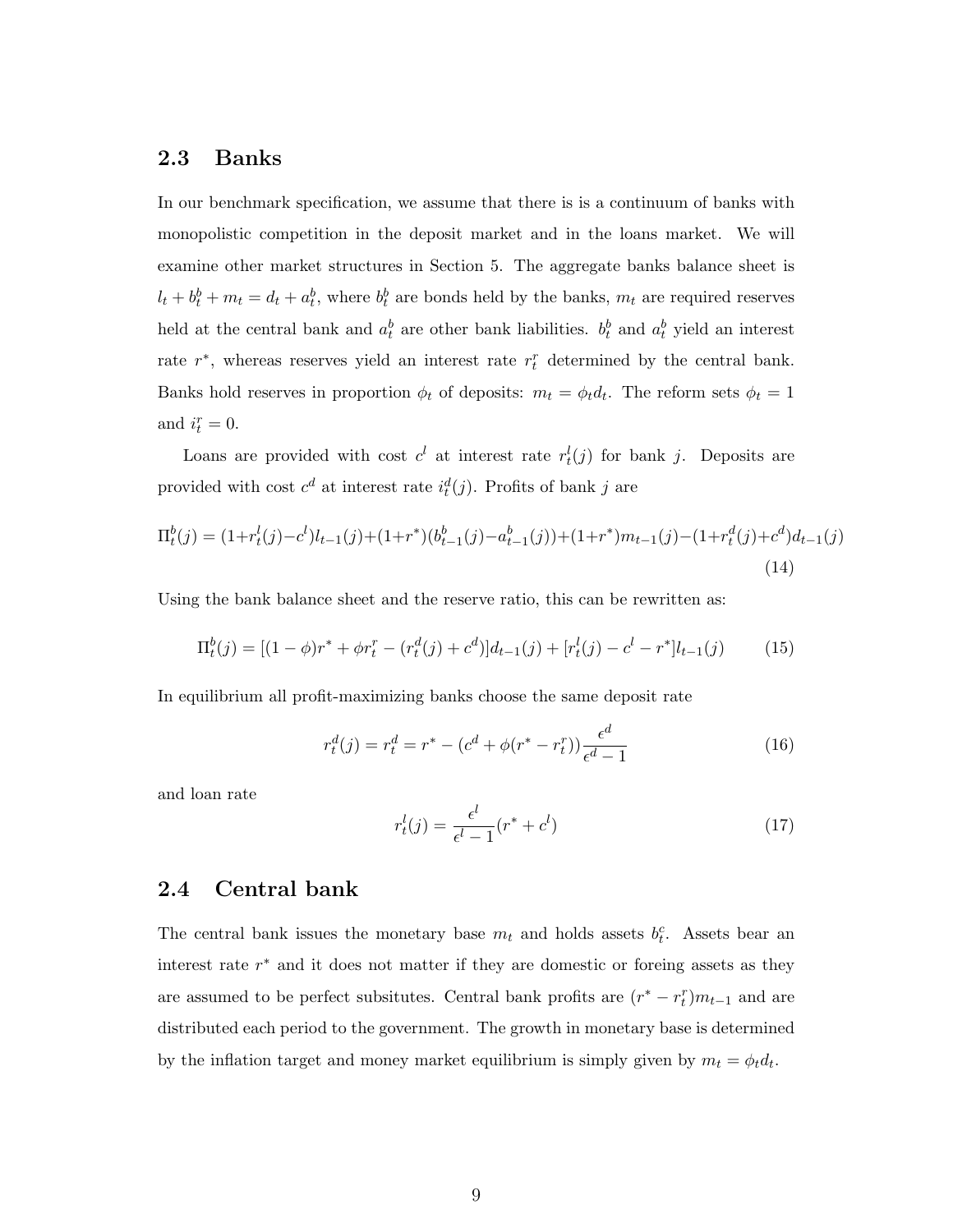## 2.3 Banks

In our benchmark specification, we assume that there is is a continuum of banks with monopolistic competition in the deposit market and in the loans market. We will examine other market structures in Section 5. The aggregate banks balance sheet is $l_t + b_t^b + m_t = d_t + a_t^b$, where $b_t^b$ are bonds held by the banks, $m_t$ are required reserves held at the central bank and $a_t^b$ are other bank liabilities. $b_t^b$ and $a_t^b$ yield an interest rate $r^*$, whereas reserves yield an interest rate $r_t^r$ determined by the central bank. Banks hold reserves in proportion $\phi_t$ of deposits: $m_t = \phi_t d_t$. The reform sets $\phi_t = 1$ and $i_t^r = 0$.

Loans are provided with cost $c^l$ at interest rate $r_t^l(j)$ for bank $j$. Deposits are provided with cost $c^d$ at interest rate $i_t^d(j)$. Profits of bank $j$ are

$$\Pi_t^b(j) = (1+r_t^l(j)-c^l)l_{t-1}(j)+(1+r^*)(b_{t-1}^b(j)-a_{t-1}^b(j))+(1+r^*)m_{t-1}(j)-(1+r_t^d(j)+c^d)d_{t-1}(j) \tag{14}$$

Using the bank balance sheet and the reserve ratio, this can be rewritten as:

$$\Pi_t^b(j) = [(1-\phi)r^* + \phi r_t^r - (r_t^d(j) + c^d)]d_{t-1}(j) + [r_t^l(j) - c^l - r^*]l_{t-1}(j) \tag{15}$$

In equilibrium all profit-maximizing banks choose the same deposit rate

$$r_t^d(j) = r_t^d = r^* - (c^d + \phi(r^* - r_t^r))\frac{\epsilon^d}{\epsilon^d - 1} \tag{16}$$

and loan rate

$$r_t^l(j) = \frac{\epsilon^l}{\epsilon^l - 1}(r^* + c^l) \tag{17}$$

## 2.4 Central bank

The central bank issues the monetary base $m_t$ and holds assets $b_t^c$. Assets bear an interest rate $r^*$ and it does not matter if they are domestic or foreing assets as they are assumed to be perfect subsitutes. Central bank profits are $(r^* - r_t^r)m_{t-1}$ and are distributed each period to the government. The growth in monetary base is determined by the inflation target and money market equilibrium is simply given by $m_t = \phi_t d_t$.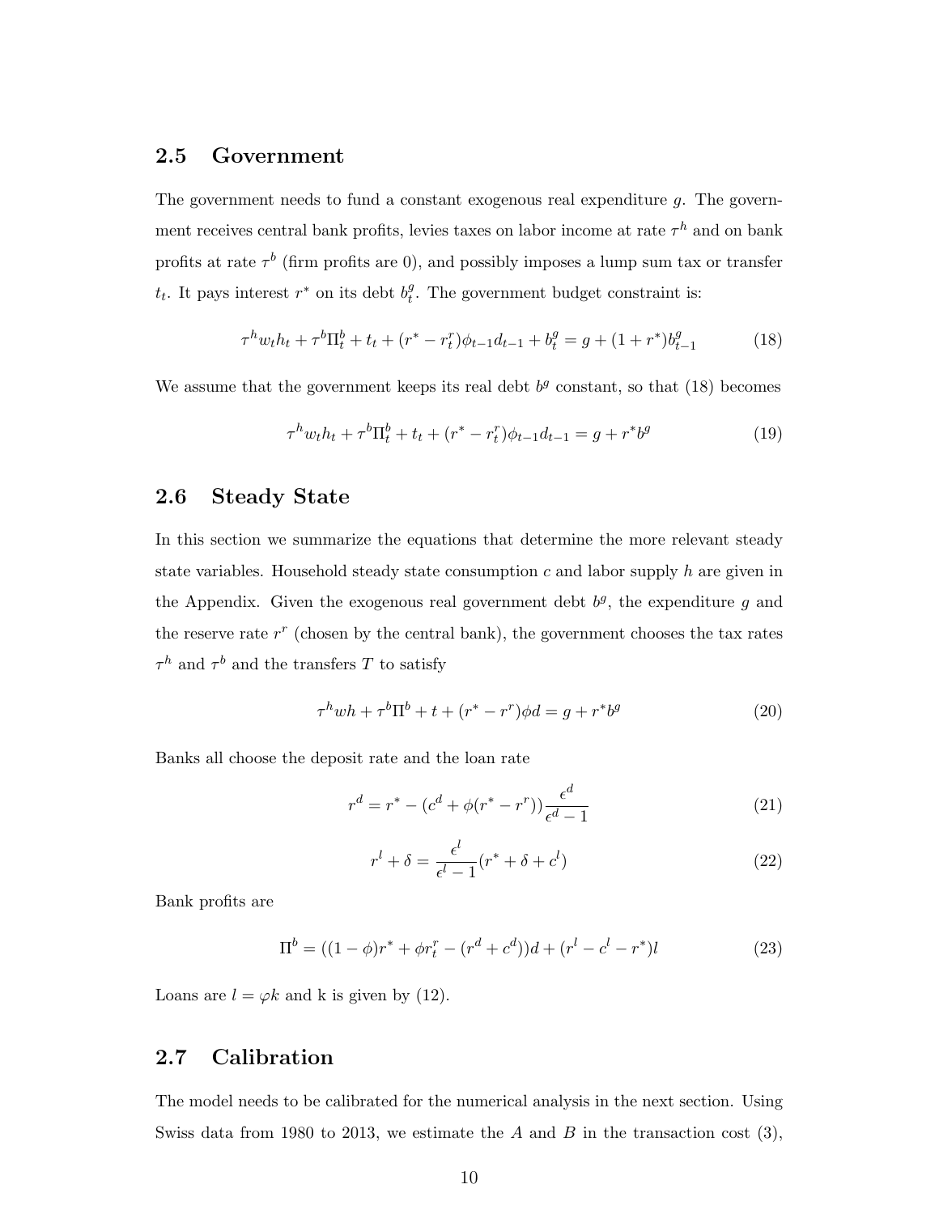## 2.5 Government

The government needs to fund a constant exogenous real expenditure $g$. The government receives central bank profits, levies taxes on labor income at rate $\tau^h$ and on bank profits at rate $\tau^b$ (firm profits are 0), and possibly imposes a lump sum tax or transfer $t_t$. It pays interest $r^*$ on its debt $b_t^g$. The government budget constraint is:

$$\tau^h w_t h_t + \tau^b \Pi_t^b + t_t + (r^* - r_t^r)\phi_{t-1} d_{t-1} + b_t^g = g + (1 + r^*) b_{t-1}^g \tag{18}$$

We assume that the government keeps its real debt $b^g$ constant, so that (18) becomes

$$\tau^h w_t h_t + \tau^b \Pi_t^b + t_t + (r^* - r_t^r)\phi_{t-1} d_{t-1} = g + r^* b^g \tag{19}$$

## 2.6 Steady State

In this section we summarize the equations that determine the more relevant steady state variables. Household steady state consumption $c$ and labor supply $h$ are given in the Appendix. Given the exogenous real government debt $b^g$, the expenditure $g$ and the reserve rate $r^r$ (chosen by the central bank), the government chooses the tax rates $\tau^h$ and $\tau^b$ and the transfers $T$ to satisfy

$$\tau^h w h + \tau^b \Pi^b + t + (r^* - r^r)\phi d = g + r^* b^g \tag{20}$$

Banks all choose the deposit rate and the loan rate

$$r^d = r^* - (c^d + \phi(r^* - r^r))\frac{\epsilon^d}{\epsilon^d - 1} \tag{21}$$

$$r^l + \delta = \frac{\epsilon^l}{\epsilon^l - 1}(r^* + \delta + c^l) \tag{22}$$

Bank profits are

$$\Pi^b = ((1 - \phi)r^* + \phi r_t^r - (r^d + c^d))d + (r^l - c^l - r^*)l \tag{23}$$

Loans are $l = \varphi k$ and k is given by (12).

## 2.7 Calibration

The model needs to be calibrated for the numerical analysis in the next section. Using Swiss data from 1980 to 2013, we estimate the $A$ and $B$ in the transaction cost (3),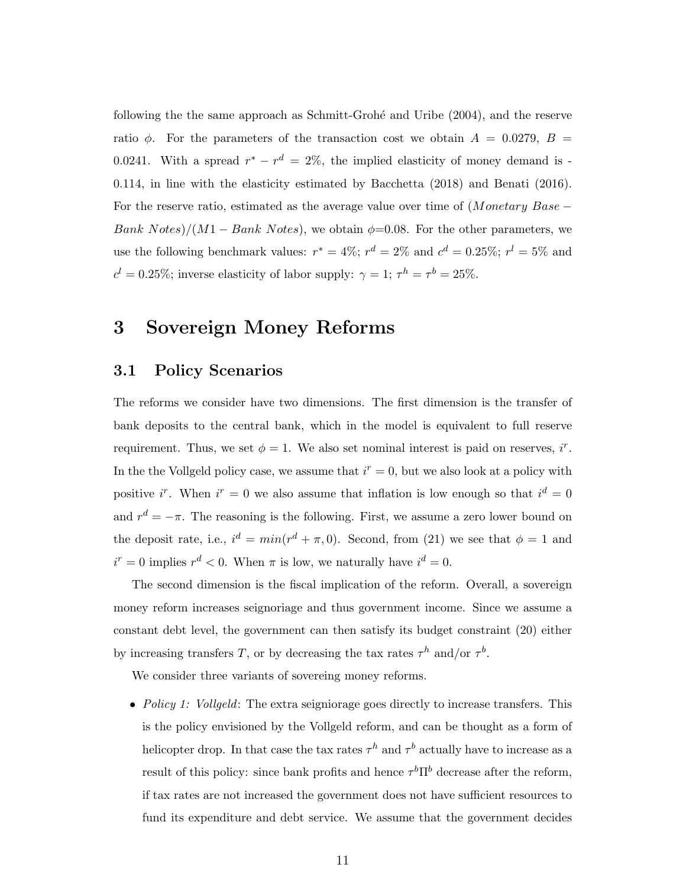following the the same approach as Schmitt-Grohé and Uribe (2004), and the reserve ratio $\phi$. For the parameters of the transaction cost we obtain $A = 0.0279$, $B = 0.0241$. With a spread $r^* - r^d = 2\%$, the implied elasticity of money demand is -0.114, in line with the elasticity estimated by Bacchetta (2018) and Benati (2016). For the reserve ratio, estimated as the average value over time of $(Monetary\ Base - Bank\ Notes)/(M1 - Bank\ Notes)$, we obtain $\phi$=0.08. For the other parameters, we use the following benchmark values: $r^* = 4\%$; $r^d = 2\%$ and $c^d = 0.25\%$; $r^l = 5\%$ and $c^l = 0.25\%$; inverse elasticity of labor supply: $\gamma = 1$; $\tau^h = \tau^b = 25\%$.

# 3 Sovereign Money Reforms

## 3.1 Policy Scenarios

The reforms we consider have two dimensions. The first dimension is the transfer of bank deposits to the central bank, which in the model is equivalent to full reserve requirement. Thus, we set $\phi = 1$. We also set nominal interest is paid on reserves, $i^r$. In the the Vollgeld policy case, we assume that $i^r = 0$, but we also look at a policy with positive $i^r$. When $i^r = 0$ we also assume that inflation is low enough so that $i^d = 0$ and $r^d = -\pi$. The reasoning is the following. First, we assume a zero lower bound on the deposit rate, i.e., $i^d = min(r^d + \pi, 0)$. Second, from (21) we see that $\phi = 1$ and $i^r = 0$ implies $r^d < 0$. When $\pi$ is low, we naturally have $i^d = 0$.

The second dimension is the fiscal implication of the reform. Overall, a sovereign money reform increases seignoriage and thus government income. Since we assume a constant debt level, the government can then satisfy its budget constraint (20) either by increasing transfers $T$, or by decreasing the tax rates $\tau^h$ and/or $\tau^b$.

We consider three variants of sovereing money reforms.

- *Policy 1: Vollgeld*: The extra seigniorage goes directly to increase transfers. This is the policy envisioned by the Vollgeld reform, and can be thought as a form of helicopter drop. In that case the tax rates $\tau^h$ and $\tau^b$ actually have to increase as a result of this policy: since bank profits and hence $\tau^b \Pi^b$ decrease after the reform, if tax rates are not increased the government does not have sufficient resources to fund its expenditure and debt service. We assume that the government decides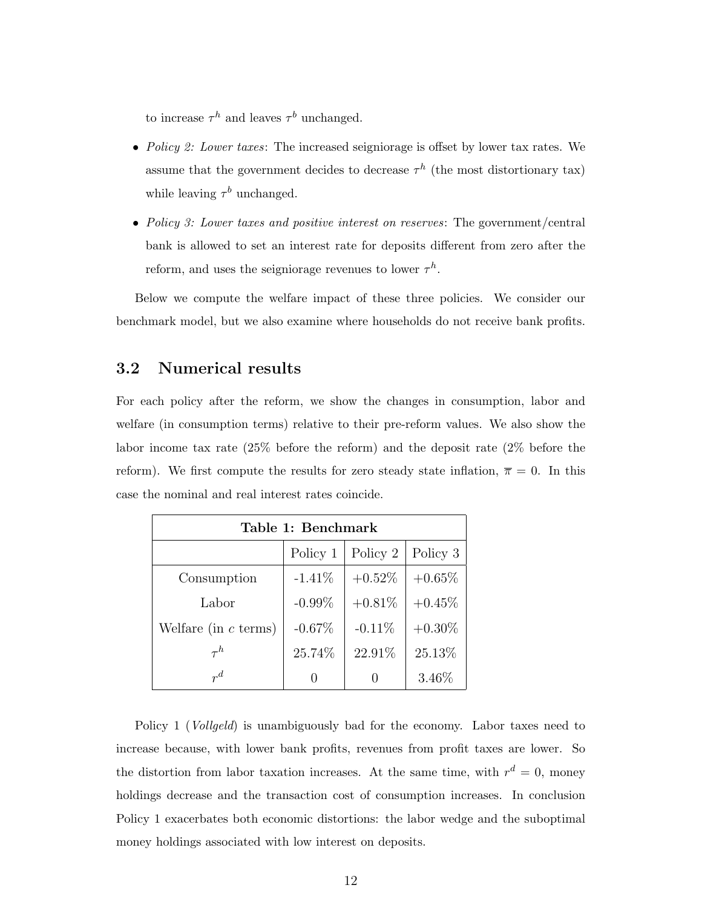to increase $\tau^h$ and leaves $\tau^b$ unchanged.

- *Policy 2: Lower taxes*: The increased seigniorage is offset by lower tax rates. We assume that the government decides to decrease $\tau^h$ (the most distortionary tax) while leaving $\tau^b$ unchanged.
- *Policy 3: Lower taxes and positive interest on reserves*: The government/central bank is allowed to set an interest rate for deposits different from zero after the reform, and uses the seigniorage revenues to lower $\tau^h$.

Below we compute the welfare impact of these three policies. We consider our benchmark model, but we also examine where households do not receive bank profits.

## 3.2 Numerical results

For each policy after the reform, we show the changes in consumption, labor and welfare (in consumption terms) relative to their pre-reform values. We also show the labor income tax rate (25% before the reform) and the deposit rate (2% before the reform). We first compute the results for zero steady state inflation, $\overline{\pi} = 0$. In this case the nominal and real interest rates coincide.

**Table 1: Benchmark**

| | Policy 1 | Policy 2 | Policy 3 |
|---|---|---|---|
| Consumption | -1.41% | +0.52% | +0.65% |
| Labor | -0.99% | +0.81% | +0.45% |
| Welfare (in $c$ terms) | -0.67% | -0.11% | +0.30% |
| $\tau^h$ | 25.74% | 22.91% | 25.13% |
| $r^d$ | 0 | 0 | 3.46% |

Policy 1 (*Vollgeld*) is unambiguously bad for the economy. Labor taxes need to increase because, with lower bank profits, revenues from profit taxes are lower. So the distortion from labor taxation increases. At the same time, with $r^d = 0$, money holdings decrease and the transaction cost of consumption increases. In conclusion Policy 1 exacerbates both economic distortions: the labor wedge and the suboptimal money holdings associated with low interest on deposits.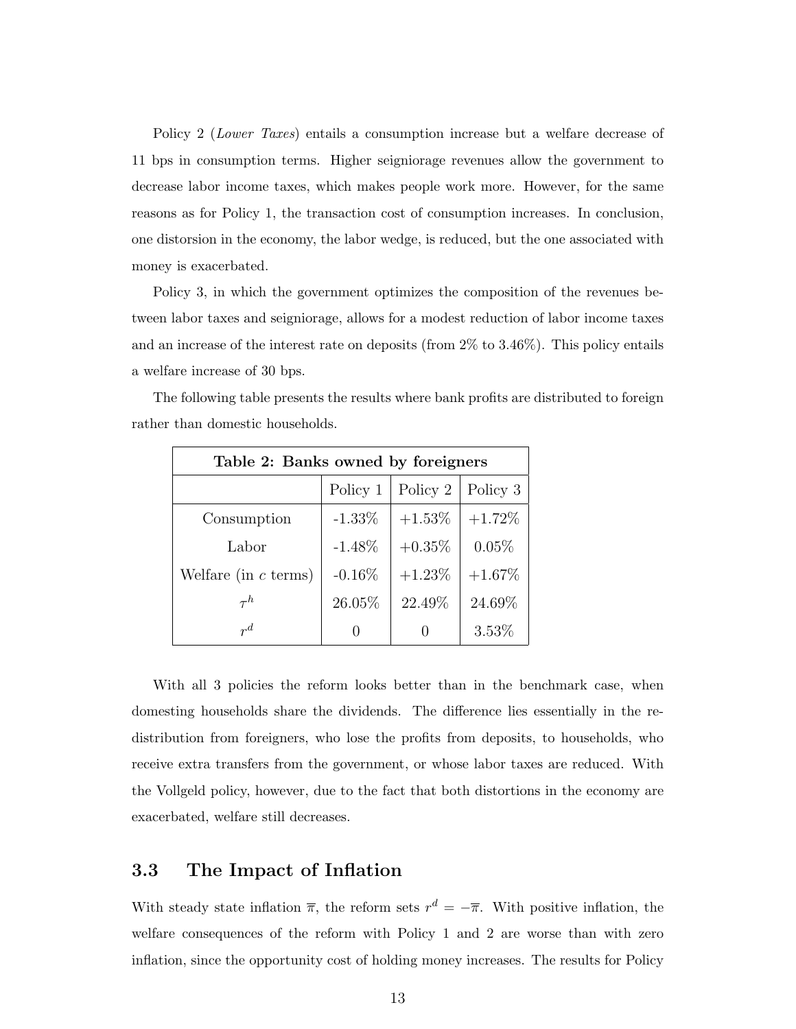Policy 2 (*Lower Taxes*) entails a consumption increase but a welfare decrease of 11 bps in consumption terms. Higher seigniorage revenues allow the government to decrease labor income taxes, which makes people work more. However, for the same reasons as for Policy 1, the transaction cost of consumption increases. In conclusion, one distorsion in the economy, the labor wedge, is reduced, but the one associated with money is exacerbated.

Policy 3, in which the government optimizes the composition of the revenues between labor taxes and seigniorage, allows for a modest reduction of labor income taxes and an increase of the interest rate on deposits (from 2% to 3.46%). This policy entails a welfare increase of 30 bps.

The following table presents the results where bank profits are distributed to foreign rather than domestic households.

| **Table 2: Banks owned by foreigners** | | | |
|---|---|---|---|
| | Policy 1 | Policy 2 | Policy 3 |
| Consumption | -1.33% | +1.53% | +1.72% |
| Labor | -1.48% | +0.35% | 0.05% |
| Welfare (in $c$ terms) | -0.16% | +1.23% | +1.67% |
| $\tau^h$ | 26.05% | 22.49% | 24.69% |
| $r^d$ | 0 | 0 | 3.53% |

With all 3 policies the reform looks better than in the benchmark case, when domesting households share the dividends. The difference lies essentially in the redistribution from foreigners, who lose the profits from deposits, to households, who receive extra transfers from the government, or whose labor taxes are reduced. With the Vollgeld policy, however, due to the fact that both distortions in the economy are exacerbated, welfare still decreases.

### 3.3 The Impact of Inflation

With steady state inflation $\overline{\pi}$, the reform sets $r^d = -\overline{\pi}$. With positive inflation, the welfare consequences of the reform with Policy 1 and 2 are worse than with zero inflation, since the opportunity cost of holding money increases. The results for Policy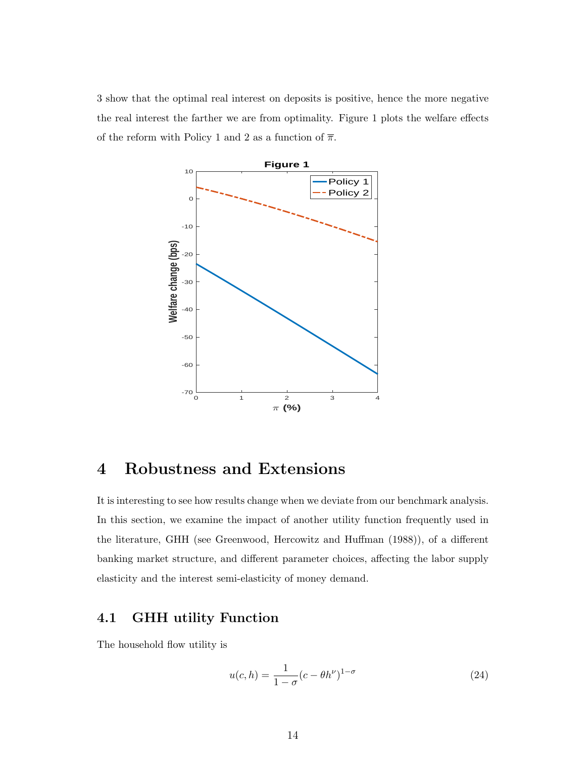3 show that the optimal real interest on deposits is positive, hence the more negative the real interest the farther we are from optimality. Figure 1 plots the welfare effects of the reform with Policy 1 and 2 as a function of $\overline{\pi}$.

# 4 Robustness and Extensions

It is interesting to see how results change when we deviate from our benchmark analysis. In this section, we examine the impact of another utility function frequently used in the literature, GHH (see Greenwood, Hercowitz and Huffman (1988)), of a different banking market structure, and different parameter choices, affecting the labor supply elasticity and the interest semi-elasticity of money demand.

## 4.1 GHH utility Function

The household flow utility is

$$u(c, h) = \frac{1}{1-\sigma}(c - \theta h^{\nu})^{1-\sigma} \tag{24}$$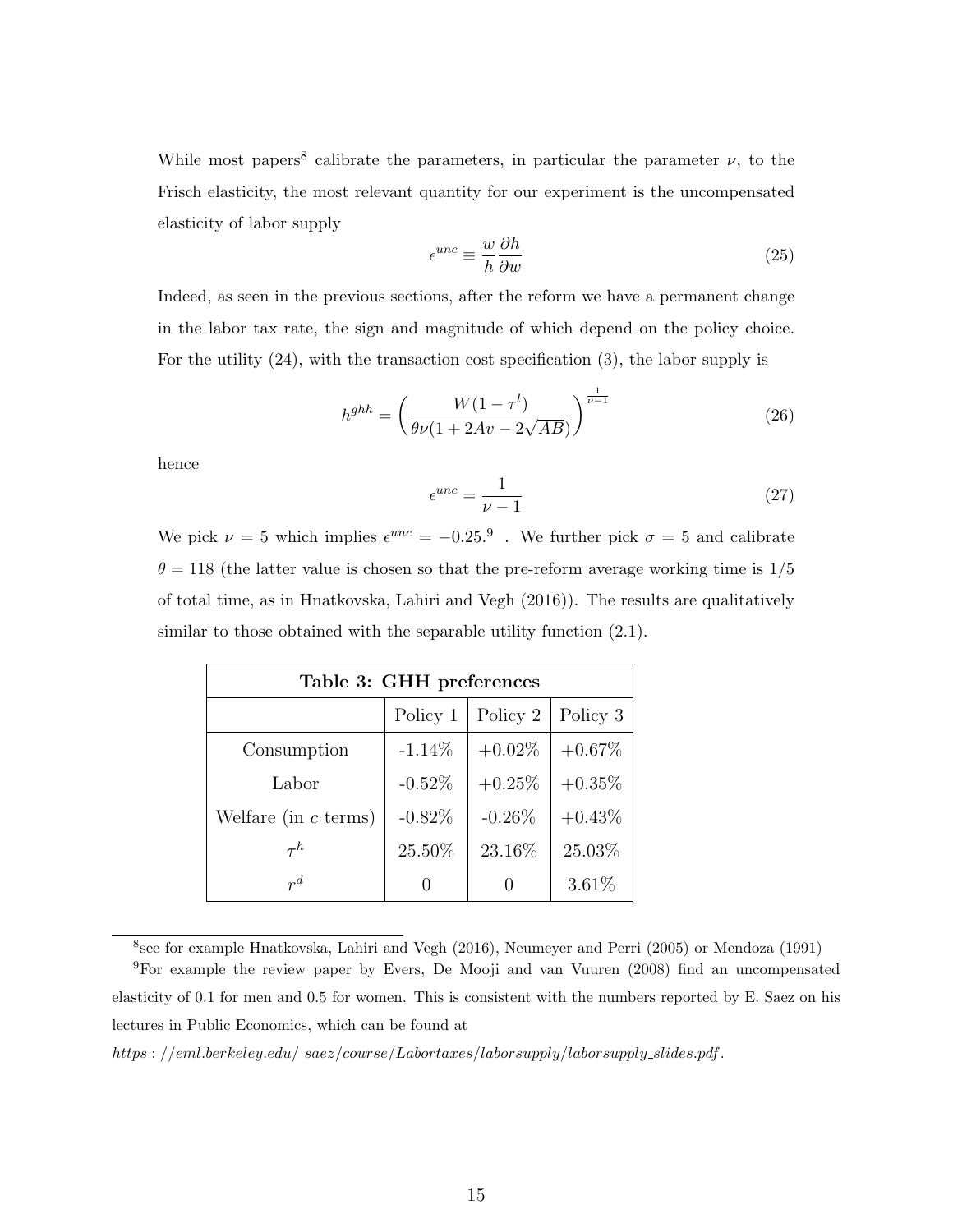While most papers[8] calibrate the parameters, in particular the parameter $\nu$, to the Frisch elasticity, the most relevant quantity for our experiment is the uncompensated elasticity of labor supply

$$\epsilon^{unc} \equiv \frac{w}{h}\frac{\partial h}{\partial w} \tag{25}$$

Indeed, as seen in the previous sections, after the reform we have a permanent change in the labor tax rate, the sign and magnitude of which depend on the policy choice. For the utility (24), with the transaction cost specification (3), the labor supply is

$$h^{ghh} = \left(\frac{W(1-\tau^l)}{\theta\nu(1+2Av-2\sqrt{AB})}\right)^{\frac{1}{\nu-1}} \tag{26}$$

hence

$$\epsilon^{unc} = \frac{1}{\nu-1} \tag{27}$$

We pick $\nu = 5$ which implies $\epsilon^{unc} = -0.25$.[9] . We further pick $\sigma = 5$ and calibrate $\theta = 118$ (the latter value is chosen so that the pre-reform average working time is 1/5 of total time, as in Hnatkovska, Lahiri and Vegh (2016)). The results are qualitatively similar to those obtained with the separable utility function (2.1).

**Table 3: GHH preferences**

| | Policy 1 | Policy 2 | Policy 3 |
|---|---|---|---|
| Consumption | -1.14% | +0.02% | +0.67% |
| Labor | -0.52% | +0.25% | +0.35% |
| Welfare (in $c$ terms) | -0.82% | -0.26% | +0.43% |
| $\tau^h$ | 25.50% | 23.16% | 25.03% |
| $r^d$ | 0 | 0 | 3.61% |

[8] see for example Hnatkovska, Lahiri and Vegh (2016), Neumeyer and Perri (2005) or Mendoza (1991)

[9] For example the review paper by Evers, De Mooji and van Vuuren (2008) find an uncompensated elasticity of 0.1 for men and 0.5 for women. This is consistent with the numbers reported by E. Saez on his lectures in Public Economics, which can be found at

*https://eml.berkeley.edu/ saez/course/Labortaxes/laborsupply/laborsupply_slides.pdf.*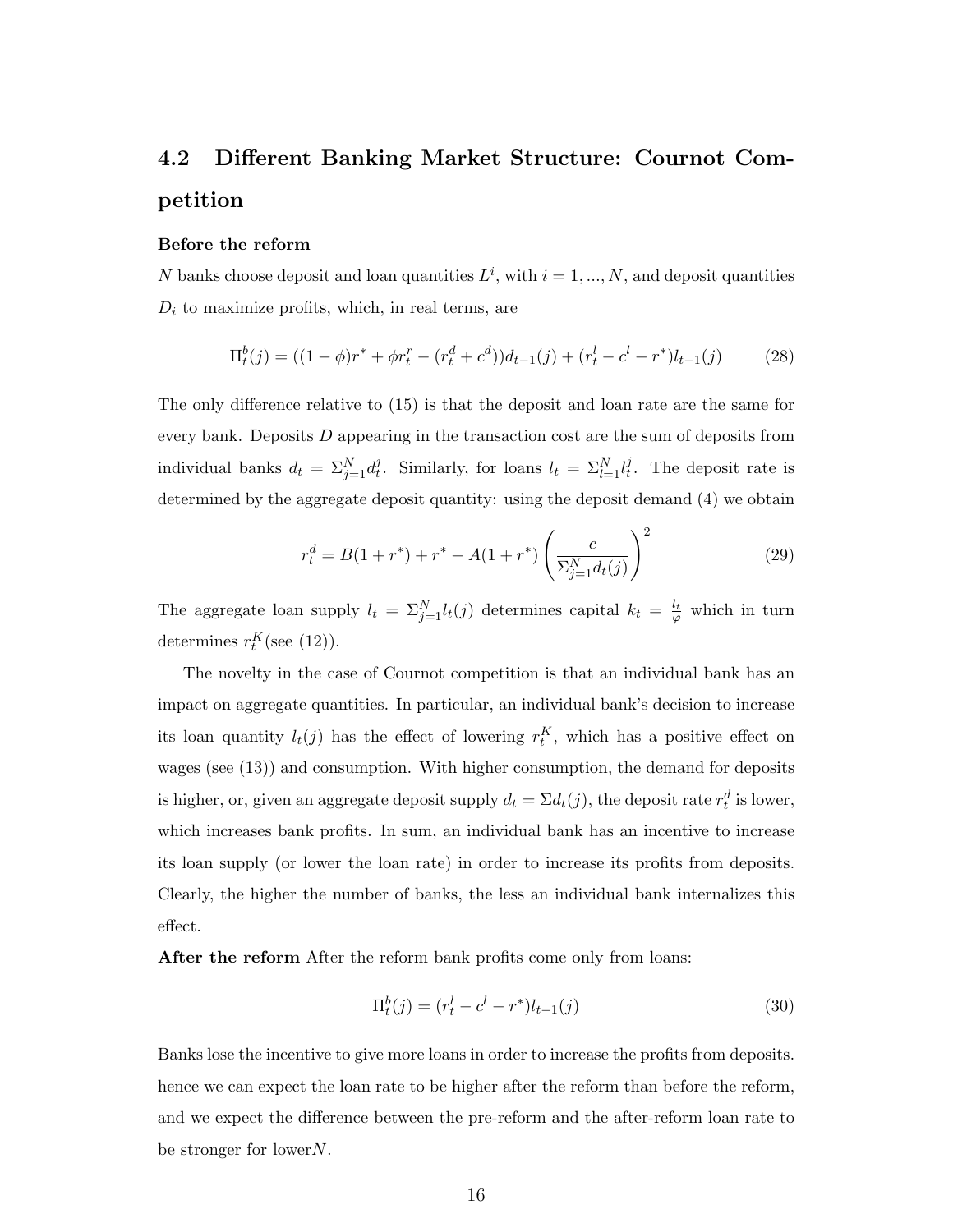## 4.2 Different Banking Market Structure: Cournot Competition

**Before the reform**

$N$ banks choose deposit and loan quantities $L^i$, with $i = 1, ..., N$, and deposit quantities $D_i$ to maximize profits, which, in real terms, are

$$\Pi_t^b(j) = ((1-\phi)r^* + \phi r_t^r - (r_t^d + c^d))d_{t-1}(j) + (r_t^l - c^l - r^*)l_{t-1}(j) \tag{28}$$

The only difference relative to (15) is that the deposit and loan rate are the same for every bank. Deposits $D$ appearing in the transaction cost are the sum of deposits from individual banks $d_t = \Sigma_{j=1}^N d_t^j$. Similarly, for loans $l_t = \Sigma_{l=1}^N l_t^j$. The deposit rate is determined by the aggregate deposit quantity: using the deposit demand (4) we obtain

$$r_t^d = B(1+r^*) + r^* - A(1+r^*)\left(\frac{c}{\Sigma_{j=1}^N d_t(j)}\right)^2 \tag{29}$$

The aggregate loan supply $l_t = \Sigma_{j=1}^N l_t(j)$ determines capital $k_t = \frac{l_t}{\varphi}$ which in turn determines $r_t^K$(see (12)).

The novelty in the case of Cournot competition is that an individual bank has an impact on aggregate quantities. In particular, an individual bank's decision to increase its loan quantity $l_t(j)$ has the effect of lowering $r_t^K$, which has a positive effect on wages (see (13)) and consumption. With higher consumption, the demand for deposits is higher, or, given an aggregate deposit supply $d_t = \Sigma d_t(j)$, the deposit rate $r_t^d$ is lower, which increases bank profits. In sum, an individual bank has an incentive to increase its loan supply (or lower the loan rate) in order to increase its profits from deposits. Clearly, the higher the number of banks, the less an individual bank internalizes this effect.

**After the reform** After the reform bank profits come only from loans:

$$\Pi_t^b(j) = (r_t^l - c^l - r^*)l_{t-1}(j) \tag{30}$$

Banks lose the incentive to give more loans in order to increase the profits from deposits. hence we can expect the loan rate to be higher after the reform than before the reform, and we expect the difference between the pre-reform and the after-reform loan rate to be stronger for lower$N$.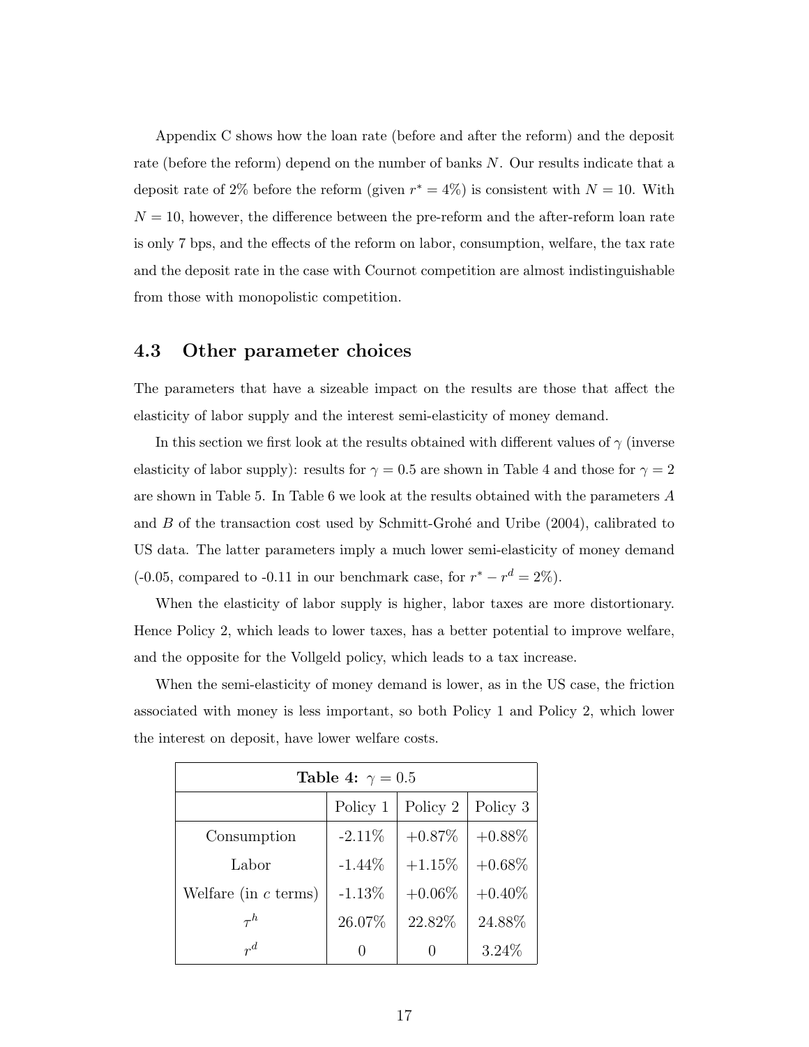Appendix C shows how the loan rate (before and after the reform) and the deposit rate (before the reform) depend on the number of banks $N$. Our results indicate that a deposit rate of 2% before the reform (given $r^* = 4\%$) is consistent with $N = 10$. With $N = 10$, however, the difference between the pre-reform and the after-reform loan rate is only 7 bps, and the effects of the reform on labor, consumption, welfare, the tax rate and the deposit rate in the case with Cournot competition are almost indistinguishable from those with monopolistic competition.

## 4.3 Other parameter choices

The parameters that have a sizeable impact on the results are those that affect the elasticity of labor supply and the interest semi-elasticity of money demand.

In this section we first look at the results obtained with different values of $\gamma$ (inverse elasticity of labor supply): results for $\gamma = 0.5$ are shown in Table 4 and those for $\gamma = 2$ are shown in Table 5. In Table 6 we look at the results obtained with the parameters $A$ and $B$ of the transaction cost used by Schmitt-Grohé and Uribe (2004), calibrated to US data. The latter parameters imply a much lower semi-elasticity of money demand (-0.05, compared to -0.11 in our benchmark case, for $r^* - r^d = 2\%$).

When the elasticity of labor supply is higher, labor taxes are more distortionary. Hence Policy 2, which leads to lower taxes, has a better potential to improve welfare, and the opposite for the Vollgeld policy, which leads to a tax increase.

When the semi-elasticity of money demand is lower, as in the US case, the friction associated with money is less important, so both Policy 1 and Policy 2, which lower the interest on deposit, have lower welfare costs.

**Table 4:** $\gamma = 0.5$

| | Policy 1 | Policy 2 | Policy 3 |
|---|---|---|---|
| Consumption | -2.11% | +0.87% | +0.88% |
| Labor | -1.44% | +1.15% | +0.68% |
| Welfare (in $c$ terms) | -1.13% | +0.06% | +0.40% |
| $\tau^h$ | 26.07% | 22.82% | 24.88% |
| $r^d$ | 0 | 0 | 3.24% |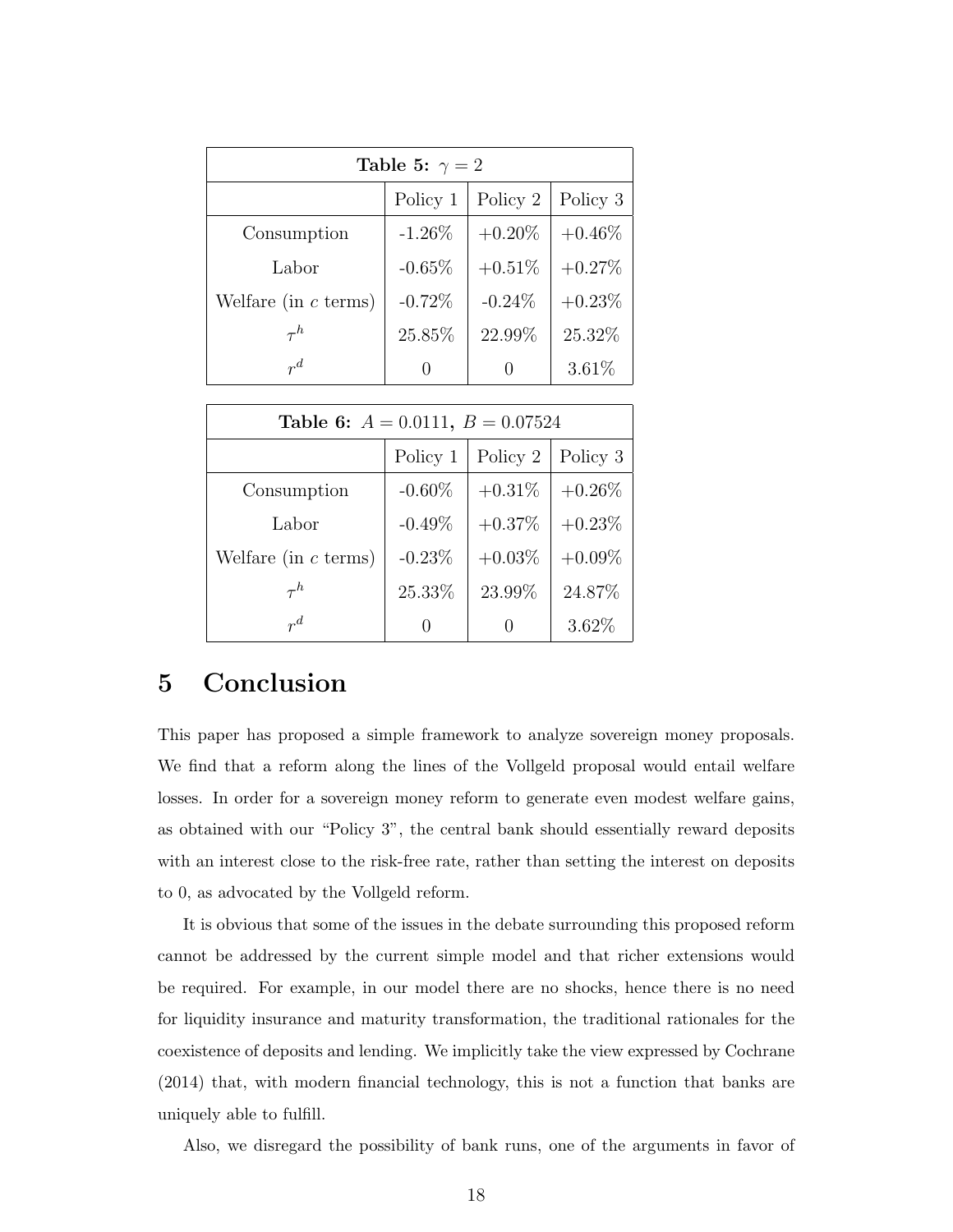| **Table 5:** $\gamma = 2$ | | | |
|---|---|---|---|
| | Policy 1 | Policy 2 | Policy 3 |
| Consumption | -1.26% | +0.20% | +0.46% |
| Labor | -0.65% | +0.51% | +0.27% |
| Welfare (in $c$ terms) | -0.72% | -0.24% | +0.23% |
| $\tau^h$ | 25.85% | 22.99% | 25.32% |
| $r^d$ | 0 | 0 | 3.61% |

| **Table 6:** $A = 0.0111,\ B = 0.07524$ | | | |
|---|---|---|---|
| | Policy 1 | Policy 2 | Policy 3 |
| Consumption | -0.60% | +0.31% | +0.26% |
| Labor | -0.49% | +0.37% | +0.23% |
| Welfare (in $c$ terms) | -0.23% | +0.03% | +0.09% |
| $\tau^h$ | 25.33% | 23.99% | 24.87% |
| $r^d$ | 0 | 0 | 3.62% |

# 5 Conclusion

This paper has proposed a simple framework to analyze sovereign money proposals. We find that a reform along the lines of the Vollgeld proposal would entail welfare losses. In order for a sovereign money reform to generate even modest welfare gains, as obtained with our "Policy 3", the central bank should essentially reward deposits with an interest close to the risk-free rate, rather than setting the interest on deposits to 0, as advocated by the Vollgeld reform.

It is obvious that some of the issues in the debate surrounding this proposed reform cannot be addressed by the current simple model and that richer extensions would be required. For example, in our model there are no shocks, hence there is no need for liquidity insurance and maturity transformation, the traditional rationales for the coexistence of deposits and lending. We implicitly take the view expressed by Cochrane (2014) that, with modern financial technology, this is not a function that banks are uniquely able to fulfill.

Also, we disregard the possibility of bank runs, one of the arguments in favor of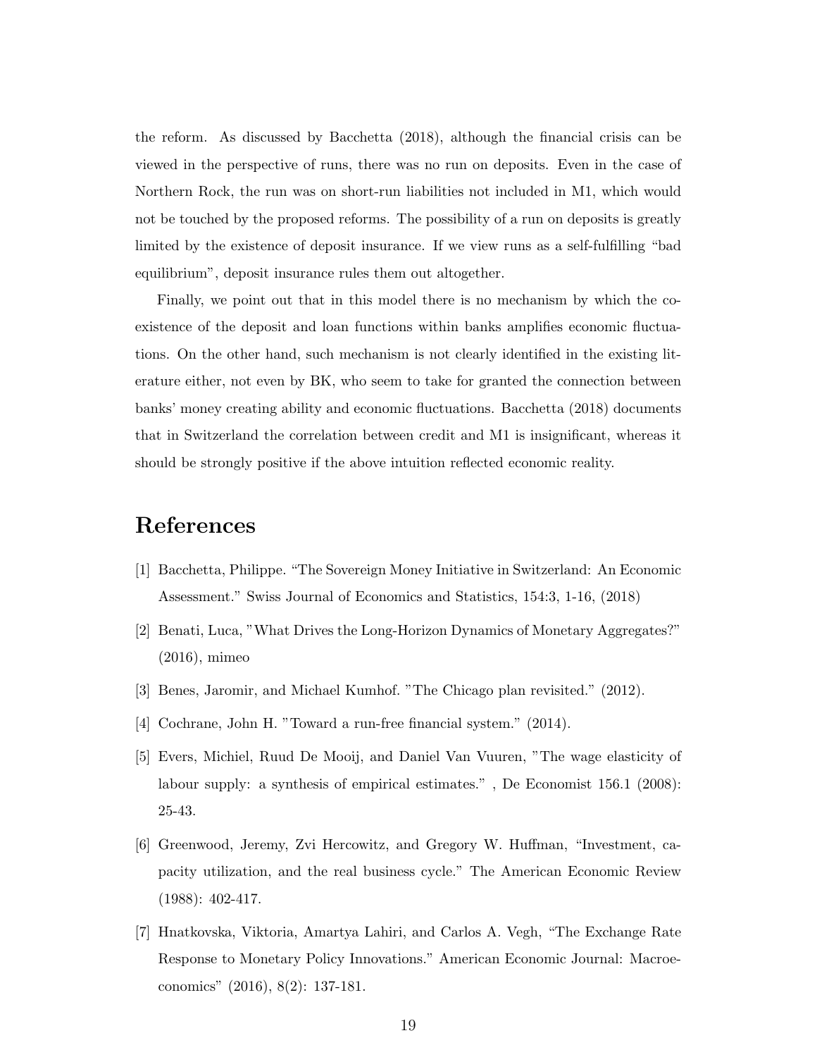the reform. As discussed by Bacchetta (2018), although the financial crisis can be viewed in the perspective of runs, there was no run on deposits. Even in the case of Northern Rock, the run was on short-run liabilities not included in M1, which would not be touched by the proposed reforms. The possibility of a run on deposits is greatly limited by the existence of deposit insurance. If we view runs as a self-fulfilling "bad equilibrium", deposit insurance rules them out altogether.

Finally, we point out that in this model there is no mechanism by which the co-existence of the deposit and loan functions within banks amplifies economic fluctuations. On the other hand, such mechanism is not clearly identified in the existing literature either, not even by BK, who seem to take for granted the connection between banks' money creating ability and economic fluctuations. Bacchetta (2018) documents that in Switzerland the correlation between credit and M1 is insignificant, whereas it should be strongly positive if the above intuition reflected economic reality.

# References

[1] Bacchetta, Philippe. "The Sovereign Money Initiative in Switzerland: An Economic Assessment." Swiss Journal of Economics and Statistics, 154:3, 1-16, (2018)

[2] Benati, Luca, "What Drives the Long-Horizon Dynamics of Monetary Aggregates?" (2016), mimeo

[3] Benes, Jaromir, and Michael Kumhof. "The Chicago plan revisited." (2012).

[4] Cochrane, John H. "Toward a run-free financial system." (2014).

[5] Evers, Michiel, Ruud De Mooij, and Daniel Van Vuuren, "The wage elasticity of labour supply: a synthesis of empirical estimates." , De Economist 156.1 (2008): 25-43.

[6] Greenwood, Jeremy, Zvi Hercowitz, and Gregory W. Huffman, "Investment, capacity utilization, and the real business cycle." The American Economic Review (1988): 402-417.

[7] Hnatkovska, Viktoria, Amartya Lahiri, and Carlos A. Vegh, "The Exchange Rate Response to Monetary Policy Innovations." American Economic Journal: Macroeconomics" (2016), 8(2): 137-181.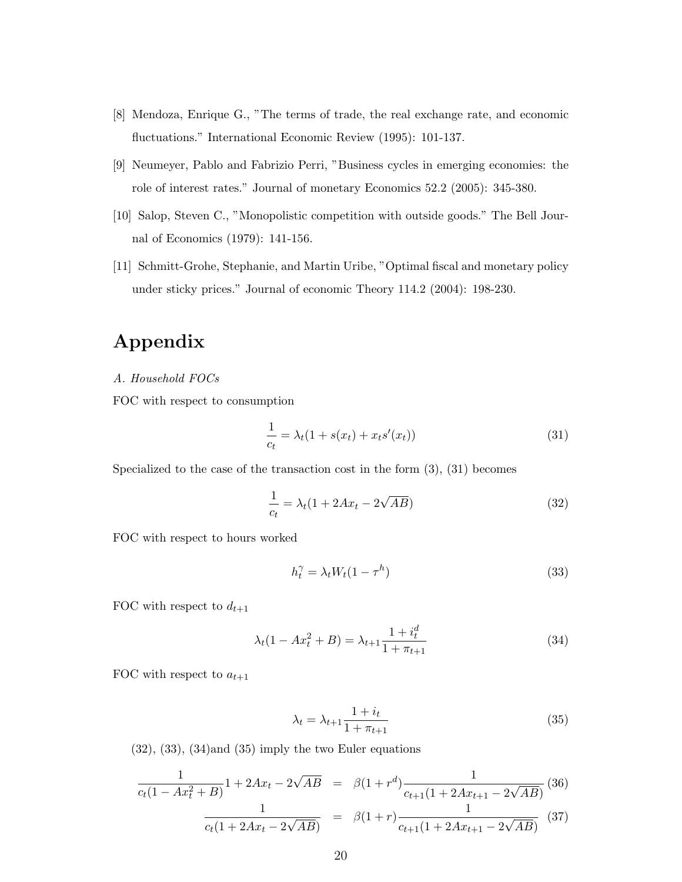[8] Mendoza, Enrique G., "The terms of trade, the real exchange rate, and economic fluctuations." International Economic Review (1995): 101-137.

[9] Neumeyer, Pablo and Fabrizio Perri, "Business cycles in emerging economies: the role of interest rates." Journal of monetary Economics 52.2 (2005): 345-380.

[10] Salop, Steven C., "Monopolistic competition with outside goods." The Bell Journal of Economics (1979): 141-156.

[11] Schmitt-Grohe, Stephanie, and Martin Uribe, "Optimal fiscal and monetary policy under sticky prices." Journal of economic Theory 114.2 (2004): 198-230.

# Appendix

*A. Household FOCs*

FOC with respect to consumption

$$\frac{1}{c_t} = \lambda_t(1 + s(x_t) + x_t s'(x_t)) \tag{31}$$

Specialized to the case of the transaction cost in the form (3), (31) becomes

$$\frac{1}{c_t} = \lambda_t(1 + 2Ax_t - 2\sqrt{AB}) \tag{32}$$

FOC with respect to hours worked

$$h_t^{\gamma} = \lambda_t W_t (1 - \tau^h) \tag{33}$$

FOC with respect to $d_{t+1}$

$$\lambda_t(1 - Ax_t^2 + B) = \lambda_{t+1}\frac{1 + i_t^d}{1 + \pi_{t+1}} \tag{34}$$

FOC with respect to $a_{t+1}$

$$\lambda_t = \lambda_{t+1}\frac{1 + i_t}{1 + \pi_{t+1}} \tag{35}$$

(32), (33), (34)and (35) imply the two Euler equations

$$\frac{1}{c_t(1 - Ax_t^2 + B)} 1 + 2Ax_t - 2\sqrt{AB} = \beta(1 + r^d)\frac{1}{c_{t+1}(1 + 2Ax_{t+1} - 2\sqrt{AB})} \tag{36}$$

$$\frac{1}{c_t(1 + 2Ax_t - 2\sqrt{AB})} = \beta(1 + r)\frac{1}{c_{t+1}(1 + 2Ax_{t+1} - 2\sqrt{AB})} \tag{37}$$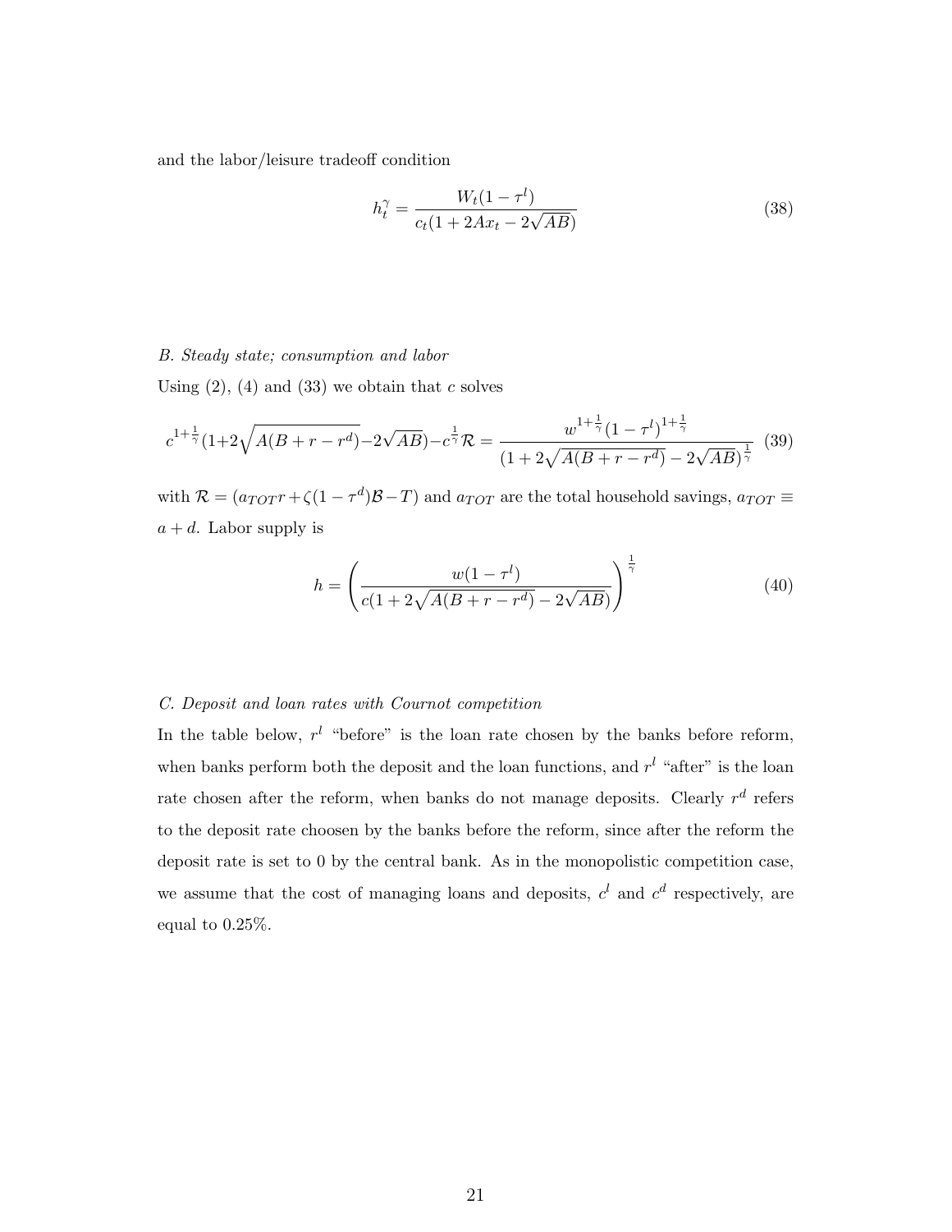and the labor/leisure tradeoff condition

$$h_t^{\gamma} = \frac{W_t(1-\tau^l)}{c_t(1+2Ax_t - 2\sqrt{AB})} \tag{38}$$

*B. Steady state; consumption and labor*

Using (2), (4) and (33) we obtain that $c$ solves

$$c^{1+\frac{1}{\gamma}}(1+2\sqrt{A(B+r-r^d)}-2\sqrt{AB})-c^{\frac{1}{\gamma}}\mathcal{R} = \frac{w^{1+\frac{1}{\gamma}}(1-\tau^l)^{1+\frac{1}{\gamma}}}{(1+2\sqrt{A(B+r-r^d)}-2\sqrt{AB})^{\frac{1}{\gamma}}} \tag{39}$$

with $\mathcal{R} = (a_{TOT}r + \zeta(1-\tau^d)\mathcal{B} - T)$ and $a_{TOT}$ are the total household savings, $a_{TOT} \equiv a + d$. Labor supply is

$$h = \left(\frac{w(1-\tau^l)}{c(1+2\sqrt{A(B+r-r^d)}-2\sqrt{AB})}\right)^{\frac{1}{\gamma}} \tag{40}$$

*C. Deposit and loan rates with Cournot competition*

In the table below, $r^l$ "before" is the loan rate chosen by the banks before reform, when banks perform both the deposit and the loan functions, and $r^l$ "after" is the loan rate chosen after the reform, when banks do not manage deposits. Clearly $r^d$ refers to the deposit rate choosen by the banks before the reform, since after the reform the deposit rate is set to 0 by the central bank. As in the monopolistic competition case, we assume that the cost of managing loans and deposits, $c^l$ and $c^d$ respectively, are equal to 0.25%.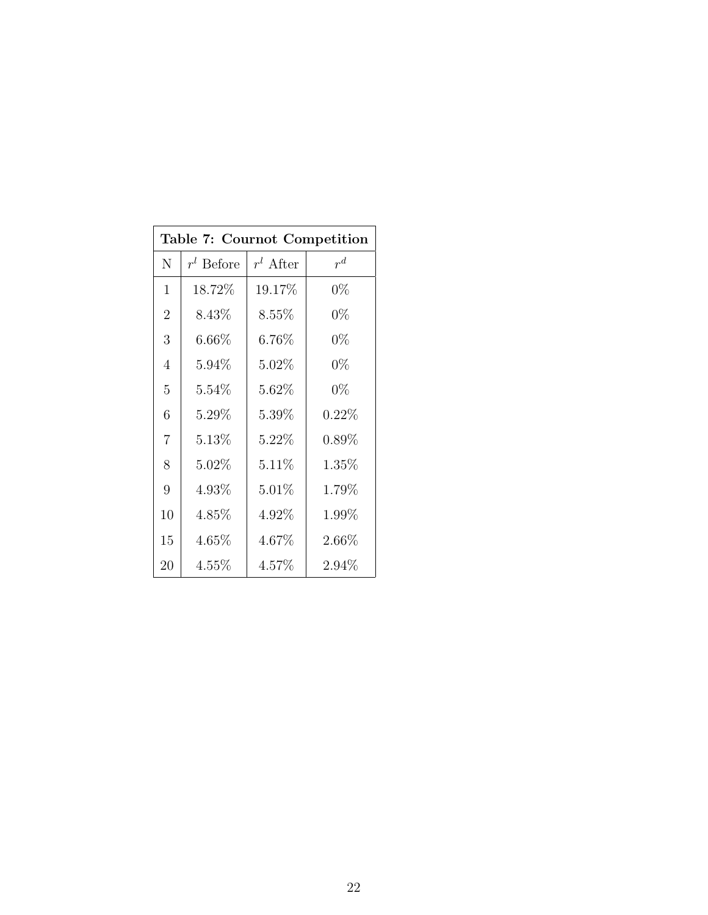**Table 7: Cournot Competition**

| N | $r^l$ Before | $r^l$ After | $r^d$ |
|---|---|---|---|
| 1 | 18.72% | 19.17% | 0% |
| 2 | 8.43% | 8.55% | 0% |
| 3 | 6.66% | 6.76% | 0% |
| 4 | 5.94% | 5.02% | 0% |
| 5 | 5.54% | 5.62% | 0% |
| 6 | 5.29% | 5.39% | 0.22% |
| 7 | 5.13% | 5.22% | 0.89% |
| 8 | 5.02% | 5.11% | 1.35% |
| 9 | 4.93% | 5.01% | 1.79% |
| 10 | 4.85% | 4.92% | 1.99% |
| 15 | 4.65% | 4.67% | 2.66% |
| 20 | 4.55% | 4.57% | 2.94% |